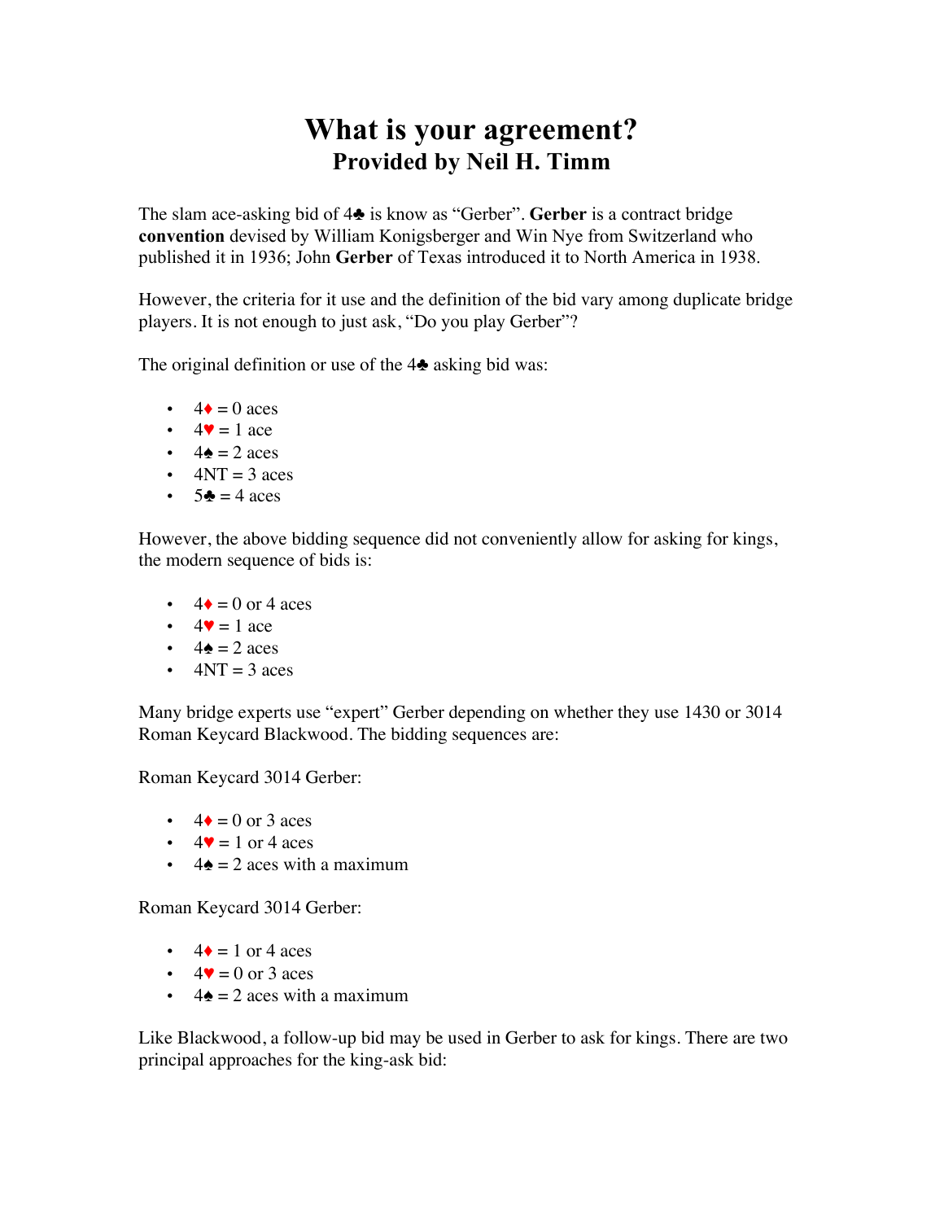# What is your agreement?

## Provided by Neil H. Timm

The slam ace-asking bid of 4♣ is know as “Gerber”. **Gerber** is a contract bridge **convention** devised by William Konigsberger and Win Nye from Switzerland who published it in 1936; John **Gerber** of Texas introduced it to North America in 1938.

However, the criteria for it use and the definition of the bid vary among duplicate bridge players. It is not enough to just ask, “Do you play Gerber”?

The original definition or use of the 4♣ asking bid was:

- 4♦ = 0 aces
- 4♥ = 1 ace
- 4♠ = 2 aces
- 4NT = 3 aces
- 5♣ = 4 aces

However, the above bidding sequence did not conveniently allow for asking for kings, the modern sequence of bids is:

- 4♦ = 0 or 4 aces
- 4♥ = 1 ace
- 4♠ = 2 aces
- 4NT = 3 aces

Many bridge experts use “expert” Gerber depending on whether they use 1430 or 3014 Roman Keycard Blackwood. The bidding sequences are:

Roman Keycard 3014 Gerber:

- 4♦ = 0 or 3 aces
- 4♥ = 1 or 4 aces
- 4♠ = 2 aces with a maximum

Roman Keycard 3014 Gerber:

- 4♦ = 1 or 4 aces
- 4♥ = 0 or 3 aces
- 4♠ = 2 aces with a maximum

Like Blackwood, a follow-up bid may be used in Gerber to ask for kings. There are two principal approaches for the king-ask bid: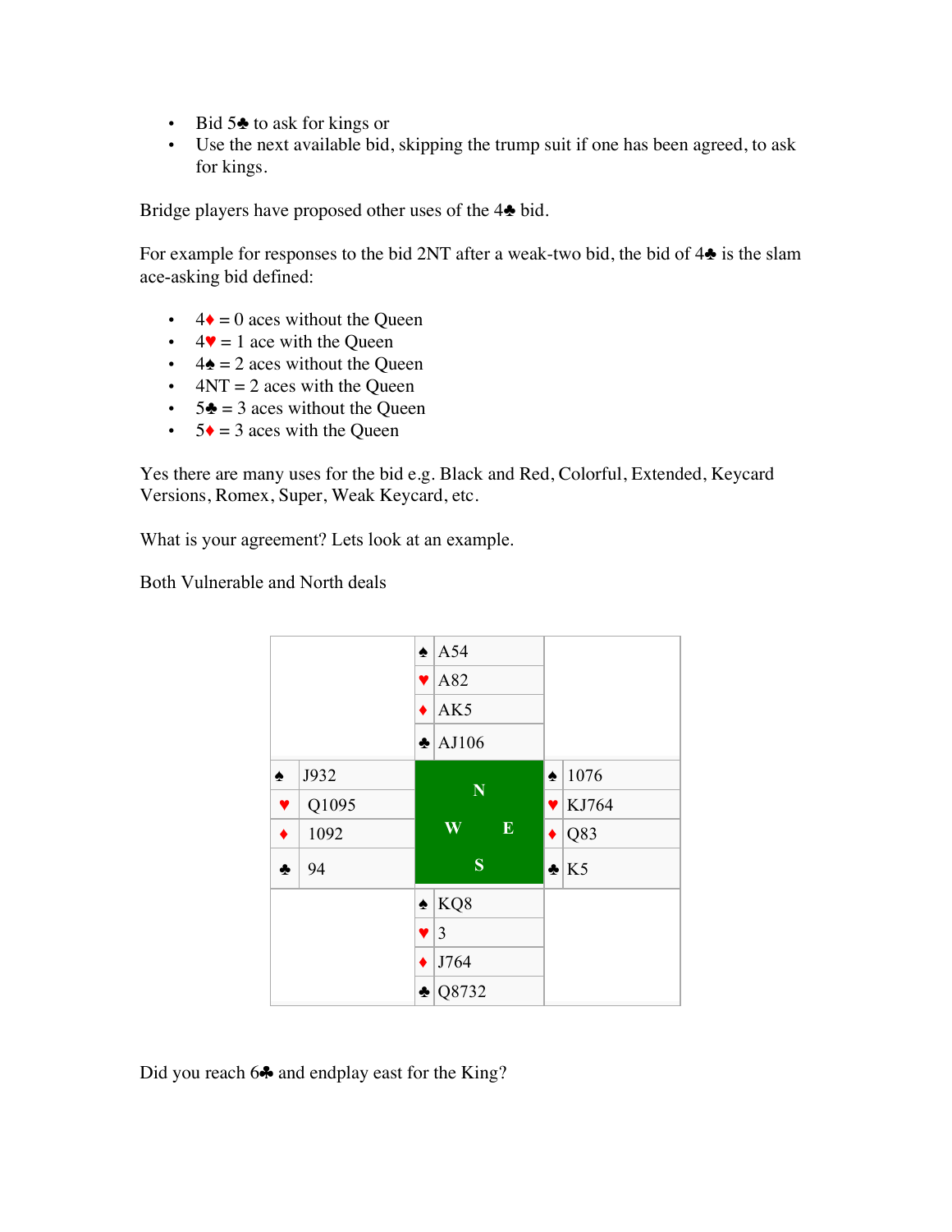- Bid 5♣ to ask for kings or
- Use the next available bid, skipping the trump suit if one has been agreed, to ask for kings.

Bridge players have proposed other uses of the 4♣ bid.

For example for responses to the bid 2NT after a weak-two bid, the bid of 4♣ is the slam ace-asking bid defined:

- 4♦ = 0 aces without the Queen
- 4♥ = 1 ace with the Queen
- 4♠ = 2 aces without the Queen
- 4NT = 2 aces with the Queen
- 5♣ = 3 aces without the Queen
- 5♦ = 3 aces with the Queen

Yes there are many uses for the bid e.g. Black and Red, Colorful, Extended, Keycard Versions, Romex, Super, Weak Keycard, etc.

What is your agreement? Lets look at an example.

Both Vulnerable and North deals

| | | |
|---|---|---|
| | ♠ A54<br>♥ A82<br>♦ AK5<br>♣ AJ106 | |
| ♠ J932<br>♥ Q1095<br>♦ 1092<br>♣ 94 | N<br>W E<br>S | ♠ 1076<br>♥ KJ764<br>♦ Q83<br>♣ K5 |
| | ♠ KQ8<br>♥ 3<br>♦ J764<br>♣ Q8732 | |

Did you reach 6♣ and endplay east for the King?